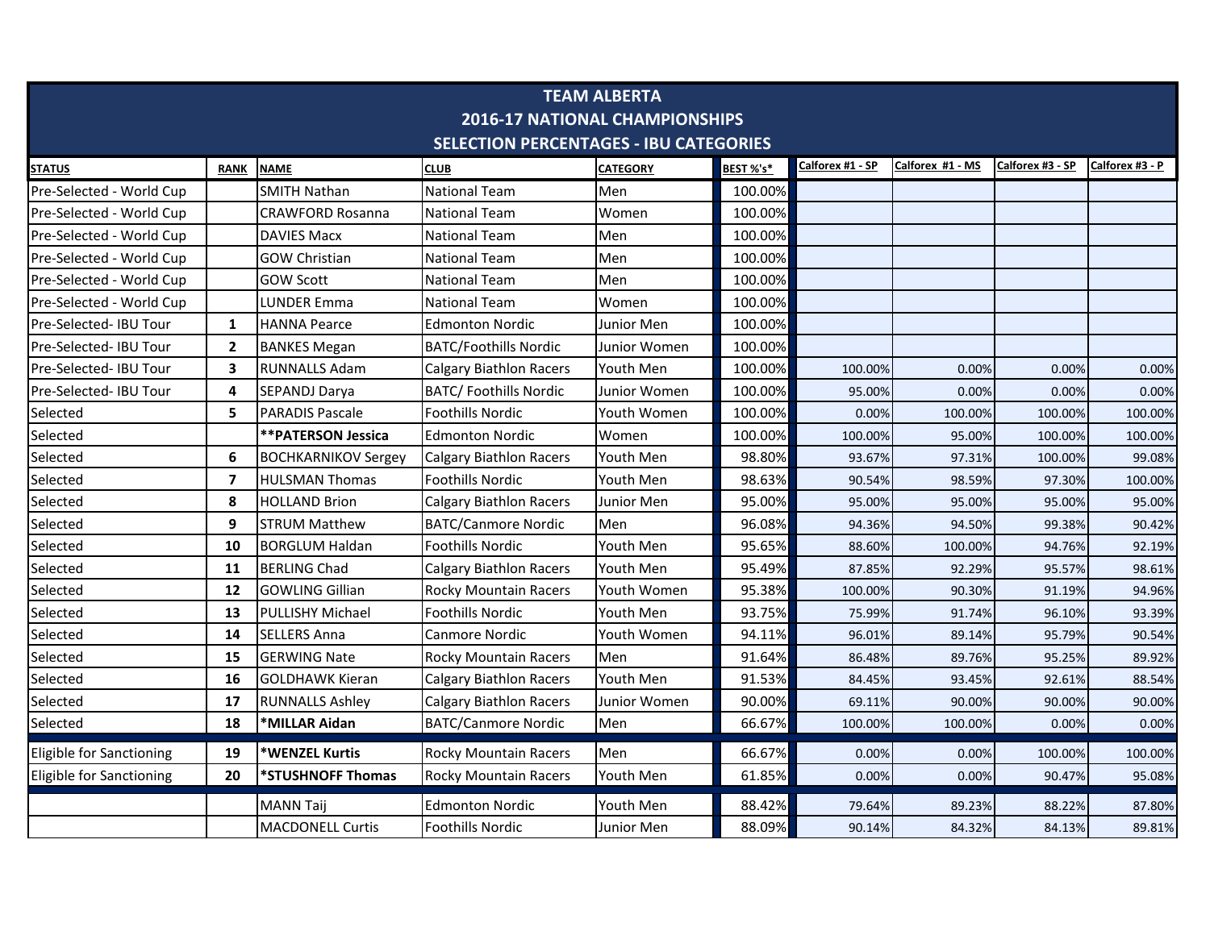# TEAM ALBERTA
## 2016-17 NATIONAL CHAMPIONSHIPS
## SELECTION PERCENTAGES - IBU CATEGORIES

| STATUS | RANK | NAME | CLUB | CATEGORY | BEST %'s* | Calforex #1 - SP | Calforex #1 - MS | Calforex #3 - SP | Calforex #3 - P |
|---|---|---|---|---|---|---|---|---|---|
| Pre-Selected - World Cup | | SMITH Nathan | National Team | Men | 100.00% | | | | |
| Pre-Selected - World Cup | | CRAWFORD Rosanna | National Team | Women | 100.00% | | | | |
| Pre-Selected - World Cup | | DAVIES Macx | National Team | Men | 100.00% | | | | |
| Pre-Selected - World Cup | | GOW Christian | National Team | Men | 100.00% | | | | |
| Pre-Selected - World Cup | | GOW Scott | National Team | Men | 100.00% | | | | |
| Pre-Selected - World Cup | | LUNDER Emma | National Team | Women | 100.00% | | | | |
| Pre-Selected- IBU Tour | 1 | HANNA Pearce | Edmonton Nordic | Junior Men | 100.00% | | | | |
| Pre-Selected- IBU Tour | 2 | BANKES Megan | BATC/Foothills Nordic | Junior Women | 100.00% | | | | |
| Pre-Selected- IBU Tour | 3 | RUNNALLS Adam | Calgary Biathlon Racers | Youth Men | 100.00% | 100.00% | 0.00% | 0.00% | 0.00% |
| Pre-Selected- IBU Tour | 4 | SEPANDJ Darya | BATC/ Foothills Nordic | Junior Women | 100.00% | 95.00% | 0.00% | 0.00% | 0.00% |
| Selected | 5 | PARADIS Pascale | Foothills Nordic | Youth Women | 100.00% | 0.00% | 100.00% | 100.00% | 100.00% |
| Selected | | **\*\*PATERSON Jessica** | Edmonton Nordic | Women | 100.00% | 100.00% | 95.00% | 100.00% | 100.00% |
| Selected | 6 | BOCHKARNIKOV Sergey | Calgary Biathlon Racers | Youth Men | 98.80% | 93.67% | 97.31% | 100.00% | 99.08% |
| Selected | 7 | HULSMAN Thomas | Foothills Nordic | Youth Men | 98.63% | 90.54% | 98.59% | 97.30% | 100.00% |
| Selected | 8 | HOLLAND Brion | Calgary Biathlon Racers | Junior Men | 95.00% | 95.00% | 95.00% | 95.00% | 95.00% |
| Selected | 9 | STRUM Matthew | BATC/Canmore Nordic | Men | 96.08% | 94.36% | 94.50% | 99.38% | 90.42% |
| Selected | 10 | BORGLUM Haldan | Foothills Nordic | Youth Men | 95.65% | 88.60% | 100.00% | 94.76% | 92.19% |
| Selected | 11 | BERLING Chad | Calgary Biathlon Racers | Youth Men | 95.49% | 87.85% | 92.29% | 95.57% | 98.61% |
| Selected | 12 | GOWLING Gillian | Rocky Mountain Racers | Youth Women | 95.38% | 100.00% | 90.30% | 91.19% | 94.96% |
| Selected | 13 | PULLISHY Michael | Foothills Nordic | Youth Men | 93.75% | 75.99% | 91.74% | 96.10% | 93.39% |
| Selected | 14 | SELLERS Anna | Canmore Nordic | Youth Women | 94.11% | 96.01% | 89.14% | 95.79% | 90.54% |
| Selected | 15 | GERWING Nate | Rocky Mountain Racers | Men | 91.64% | 86.48% | 89.76% | 95.25% | 89.92% |
| Selected | 16 | GOLDHAWK Kieran | Calgary Biathlon Racers | Youth Men | 91.53% | 84.45% | 93.45% | 92.61% | 88.54% |
| Selected | 17 | RUNNALLS Ashley | Calgary Biathlon Racers | Junior Women | 90.00% | 69.11% | 90.00% | 90.00% | 90.00% |
| Selected | 18 | **\*MILLAR Aidan** | BATC/Canmore Nordic | Men | 66.67% | 100.00% | 100.00% | 0.00% | 0.00% |
| Eligible for Sanctioning | 19 | **\*WENZEL Kurtis** | Rocky Mountain Racers | Men | 66.67% | 0.00% | 0.00% | 100.00% | 100.00% |
| Eligible for Sanctioning | 20 | **\*STUSHNOFF Thomas** | Rocky Mountain Racers | Youth Men | 61.85% | 0.00% | 0.00% | 90.47% | 95.08% |
| | | MANN Taij | Edmonton Nordic | Youth Men | 88.42% | 79.64% | 89.23% | 88.22% | 87.80% |
| | | MACDONELL Curtis | Foothills Nordic | Junior Men | 88.09% | 90.14% | 84.32% | 84.13% | 89.81% |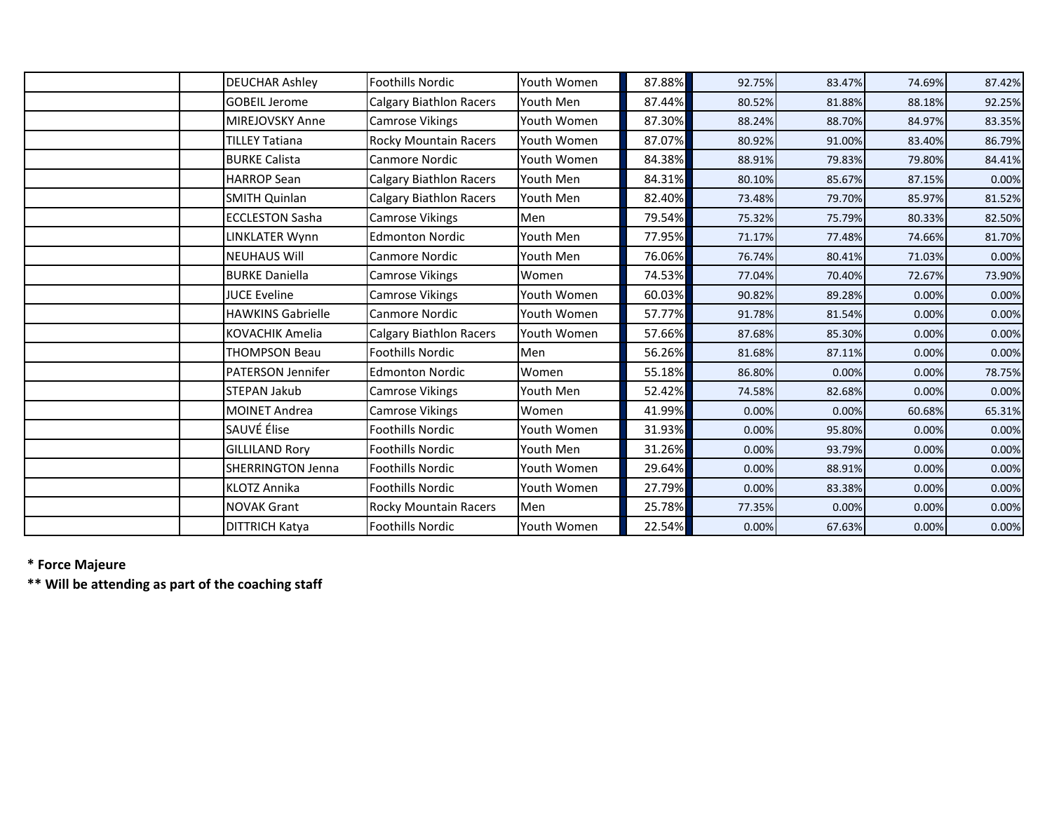| | | | | | | | | | |
|---|---|---|---|---|---|---|---|---|---|
| | | DEUCHAR Ashley | Foothills Nordic | Youth Women | 87.88% | 92.75% | 83.47% | 74.69% | 87.42% |
| | | GOBEIL Jerome | Calgary Biathlon Racers | Youth Men | 87.44% | 80.52% | 81.88% | 88.18% | 92.25% |
| | | MIREJOVSKY Anne | Camrose Vikings | Youth Women | 87.30% | 88.24% | 88.70% | 84.97% | 83.35% |
| | | TILLEY Tatiana | Rocky Mountain Racers | Youth Women | 87.07% | 80.92% | 91.00% | 83.40% | 86.79% |
| | | BURKE Calista | Canmore Nordic | Youth Women | 84.38% | 88.91% | 79.83% | 79.80% | 84.41% |
| | | HARROP Sean | Calgary Biathlon Racers | Youth Men | 84.31% | 80.10% | 85.67% | 87.15% | 0.00% |
| | | SMITH Quinlan | Calgary Biathlon Racers | Youth Men | 82.40% | 73.48% | 79.70% | 85.97% | 81.52% |
| | | ECCLESTON Sasha | Camrose Vikings | Men | 79.54% | 75.32% | 75.79% | 80.33% | 82.50% |
| | | LINKLATER Wynn | Edmonton Nordic | Youth Men | 77.95% | 71.17% | 77.48% | 74.66% | 81.70% |
| | | NEUHAUS Will | Canmore Nordic | Youth Men | 76.06% | 76.74% | 80.41% | 71.03% | 0.00% |
| | | BURKE Daniella | Camrose Vikings | Women | 74.53% | 77.04% | 70.40% | 72.67% | 73.90% |
| | | JUCE Eveline | Camrose Vikings | Youth Women | 60.03% | 90.82% | 89.28% | 0.00% | 0.00% |
| | | HAWKINS Gabrielle | Canmore Nordic | Youth Women | 57.77% | 91.78% | 81.54% | 0.00% | 0.00% |
| | | KOVACHIK Amelia | Calgary Biathlon Racers | Youth Women | 57.66% | 87.68% | 85.30% | 0.00% | 0.00% |
| | | THOMPSON Beau | Foothills Nordic | Men | 56.26% | 81.68% | 87.11% | 0.00% | 0.00% |
| | | PATERSON Jennifer | Edmonton Nordic | Women | 55.18% | 86.80% | 0.00% | 0.00% | 78.75% |
| | | STEPAN Jakub | Camrose Vikings | Youth Men | 52.42% | 74.58% | 82.68% | 0.00% | 0.00% |
| | | MOINET Andrea | Camrose Vikings | Women | 41.99% | 0.00% | 0.00% | 60.68% | 65.31% |
| | | SAUVÉ Élise | Foothills Nordic | Youth Women | 31.93% | 0.00% | 95.80% | 0.00% | 0.00% |
| | | GILLILAND Rory | Foothills Nordic | Youth Men | 31.26% | 0.00% | 93.79% | 0.00% | 0.00% |
| | | SHERRINGTON Jenna | Foothills Nordic | Youth Women | 29.64% | 0.00% | 88.91% | 0.00% | 0.00% |
| | | KLOTZ Annika | Foothills Nordic | Youth Women | 27.79% | 0.00% | 83.38% | 0.00% | 0.00% |
| | | NOVAK Grant | Rocky Mountain Racers | Men | 25.78% | 77.35% | 0.00% | 0.00% | 0.00% |
| | | DITTRICH Katya | Foothills Nordic | Youth Women | 22.54% | 0.00% | 67.63% | 0.00% | 0.00% |

**\* Force Majeure**

**\*\* Will be attending as part of the coaching staff**